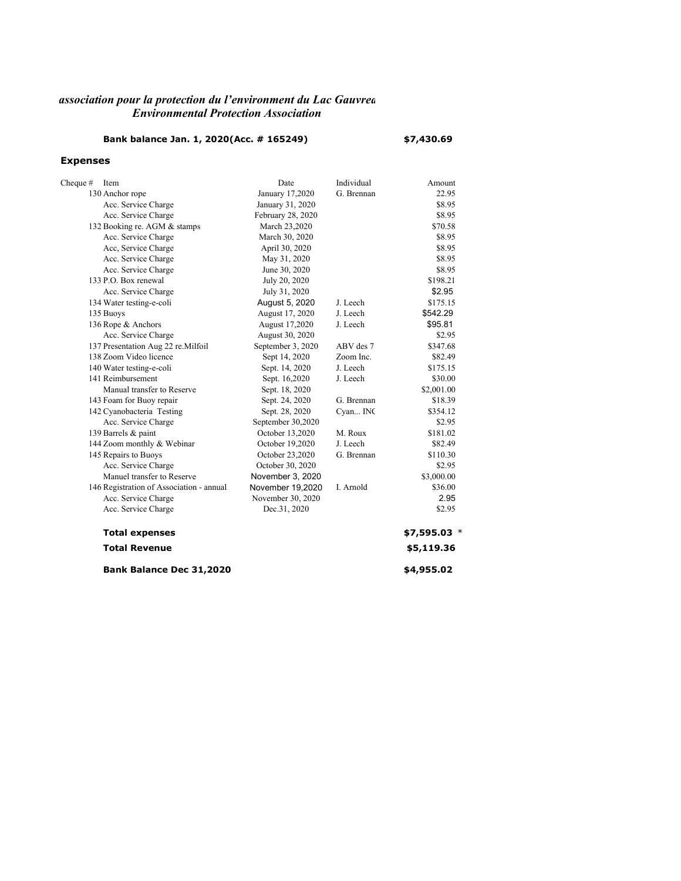***association pour la protection du l'environment du Lac Gauvrea***
***Environmental Protection Association***

**Bank balance Jan. 1, 2020(Acc. # 165249)** **$7,430.69**

## Expenses

| Cheque # | Item | Date | Individual | Amount |
|---|---|---|---|---|
| 130 | Anchor rope | January 17,2020 | G. Brennan | 22.95 |
| | Acc. Service Charge | January 31, 2020 | | $8.95 |
| | Acc. Service Charge | February 28, 2020 | | $8.95 |
| 132 | Booking re. AGM & stamps | March 23,2020 | | $70.58 |
| | Acc. Service Charge | March 30, 2020 | | $8.95 |
| | Acc, Service Charge | April 30, 2020 | | $8.95 |
| | Acc. Service Charge | May 31, 2020 | | $8.95 |
| | Acc. Service Charge | June 30, 2020 | | $8.95 |
| 133 | P.O. Box renewal | July 20, 2020 | | $198.21 |
| | Acc. Service Charge | July 31, 2020 | | $2.95 |
| 134 | Water testing-e-coli | August 5, 2020 | J. Leech | $175.15 |
| 135 | Buoys | August 17, 2020 | J. Leech | $542.29 |
| 136 | Rope & Anchors | August 17,2020 | J. Leech | $95.81 |
| | Acc. Service Charge | August 30, 2020 | | $2.95 |
| 137 | Presentation Aug 22 re.Milfoil | September 3, 2020 | ABV des 7 | $347.68 |
| 138 | Zoom Video licence | Sept 14, 2020 | Zoom Inc. | $82.49 |
| 140 | Water testing-e-coli | Sept. 14, 2020 | J. Leech | $175.15 |
| 141 | Reimbursement | Sept. 16,2020 | J. Leech | $30.00 |
| | Manual transfer to Reserve | Sept. 18, 2020 | | $2,001.00 |
| 143 | Foam for Buoy repair | Sept. 24, 2020 | G. Brennan | $18.39 |
| 142 | Cyanobacteria Testing | Sept. 28, 2020 | Cyan... INC | $354.12 |
| | Acc. Service Charge | September 30,2020 | | $2.95 |
| 139 | Barrels & paint | October 13,2020 | M. Roux | $181.02 |
| 144 | Zoom monthly & Webinar | October 19,2020 | J. Leech | $82.49 |
| 145 | Repairs to Buoys | October 23,2020 | G. Brennan | $110.30 |
| | Acc. Service Charge | October 30, 2020 | | $2.95 |
| | Manuel transfer to Reserve | November 3, 2020 | | $3,000.00 |
| 146 | Registration of Association - annual | November 19,2020 | I. Arnold | $36.00 |
| | Acc. Service Charge | November 30, 2020 | | 2.95 |
| | Acc. Service Charge | Dec.31, 2020 | | $2.95 |

| | |
|---|---|
| **Total expenses** | **$7,595.03** * |
| **Total Revenue** | **$5,119.36** |
| **Bank Balance Dec 31,2020** | **$4,955.02** |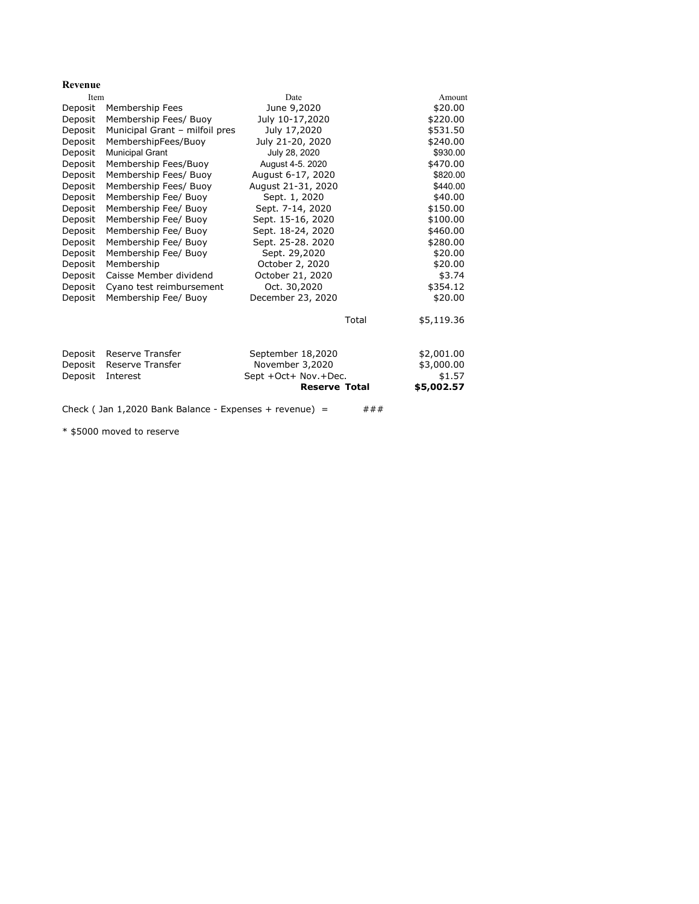**Revenue**

| Item | | Date | | Amount |
|---|---|---|---|---|
| Deposit | Membership Fees | June 9,2020 | | $20.00 |
| Deposit | Membership Fees/ Buoy | July 10-17,2020 | | $220.00 |
| Deposit | Municipal Grant – milfoil pres | July 17,2020 | | $531.50 |
| Deposit | MembershipFees/Buoy | July 21-20, 2020 | | $240.00 |
| Deposit | Municipal Grant | July 28, 2020 | | $930.00 |
| Deposit | Membership Fees/Buoy | August 4-5. 2020 | | $470.00 |
| Deposit | Membership Fees/ Buoy | August 6-17, 2020 | | $820.00 |
| Deposit | Membership Fees/ Buoy | August 21-31, 2020 | | $440.00 |
| Deposit | Membership Fee/ Buoy | Sept. 1, 2020 | | $40.00 |
| Deposit | Membership Fee/ Buoy | Sept. 7-14, 2020 | | $150.00 |
| Deposit | Membership Fee/ Buoy | Sept. 15-16, 2020 | | $100.00 |
| Deposit | Membership Fee/ Buoy | Sept. 18-24, 2020 | | $460.00 |
| Deposit | Membership Fee/ Buoy | Sept. 25-28. 2020 | | $280.00 |
| Deposit | Membership Fee/ Buoy | Sept. 29,2020 | | $20.00 |
| Deposit | Membership | October 2, 2020 | | $20.00 |
| Deposit | Caisse Member dividend | October 21, 2020 | | $3.74 |
| Deposit | Cyano test reimbursement | Oct. 30,2020 | | $354.12 |
| Deposit | Membership Fee/ Buoy | December 23, 2020 | | $20.00 |
| | | | Total | $5,119.36 |
| | | | | |
| Deposit | Reserve Transfer | September 18,2020 | | $2,001.00 |
| Deposit | Reserve Transfer | November 3,2020 | | $3,000.00 |
| Deposit | Interest | Sept +Oct+ Nov.+Dec. | | $1.57 |
| | | | **Reserve Total** | **$5,002.57** |

Check ( Jan 1,2020 Bank Balance - Expenses + revenue) = ###

* $5000 moved to reserve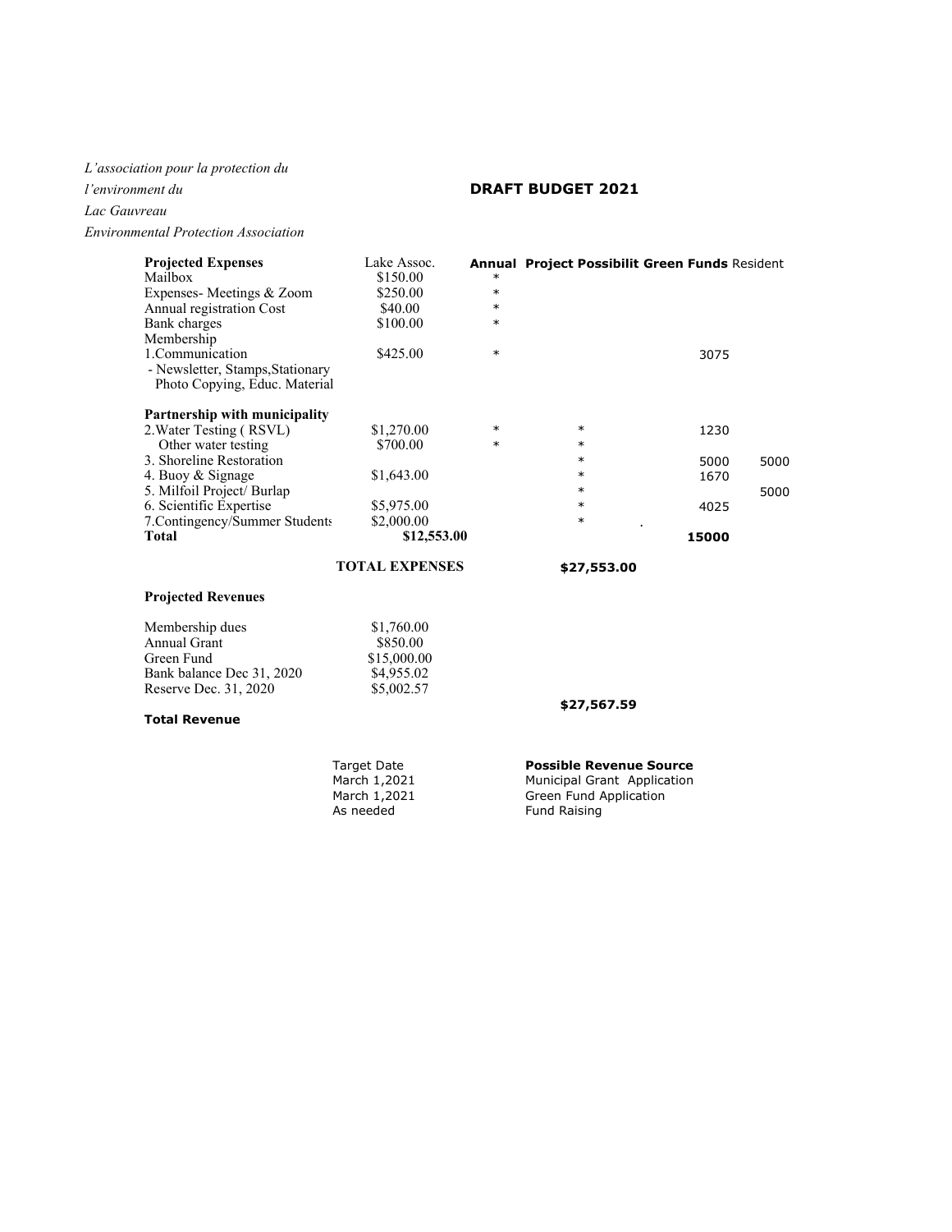*L'association pour la protection du*
*l'environment du*
*Lac Gauvreau*
*Environmental Protection Association*

**DRAFT BUDGET 2021**

| **Projected Expenses** | Lake Assoc. | **Annual** | **Project Possibilit** | **Green Funds** | Resident |
|---|---|---|---|---|---|
| Mailbox | \$150.00 | * | | | |
| Expenses- Meetings & Zoom | \$250.00 | * | | | |
| Annual registration Cost | \$40.00 | * | | | |
| Bank charges | \$100.00 | * | | | |
| Membership | | | | | |
| 1.Communication | \$425.00 | * | | 3075 | |
| - Newsletter, Stamps,Stationary Photo Copying, Educ. Material | | | | | |
| **Partnership with municipality** | | | | | |
| 2.Water Testing ( RSVL) | \$1,270.00 | * | * | 1230 | |
| Other water testing | \$700.00 | * | * | | |
| 3. Shoreline Restoration | | | * | 5000 | 5000 |
| 4. Buoy & Signage | \$1,643.00 | | * | 1670 | |
| 5. Milfoil Project/ Burlap | | | * | | 5000 |
| 6. Scientific Expertise | \$5,975.00 | | * | 4025 | |
| 7.Contingency/Summer Students | \$2,000.00 | | * | . | |
| **Total** | **\$12,553.00** | | | **15000** | |

**TOTAL EXPENSES** **\$27,553.00**

**Projected Revenues**

| | |
|---|---|
| Membership dues | \$1,760.00 |
| Annual Grant | \$850.00 |
| Green Fund | \$15,000.00 |
| Bank balance Dec 31, 2020 | \$4,955.02 |
| Reserve Dec. 31, 2020 | \$5,002.57 |

**Total Revenue** **\$27,567.59**

| Target Date | **Possible Revenue Source** |
|---|---|
| March 1,2021 | Municipal Grant Application |
| March 1,2021 | Green Fund Application |
| As needed | Fund Raising |